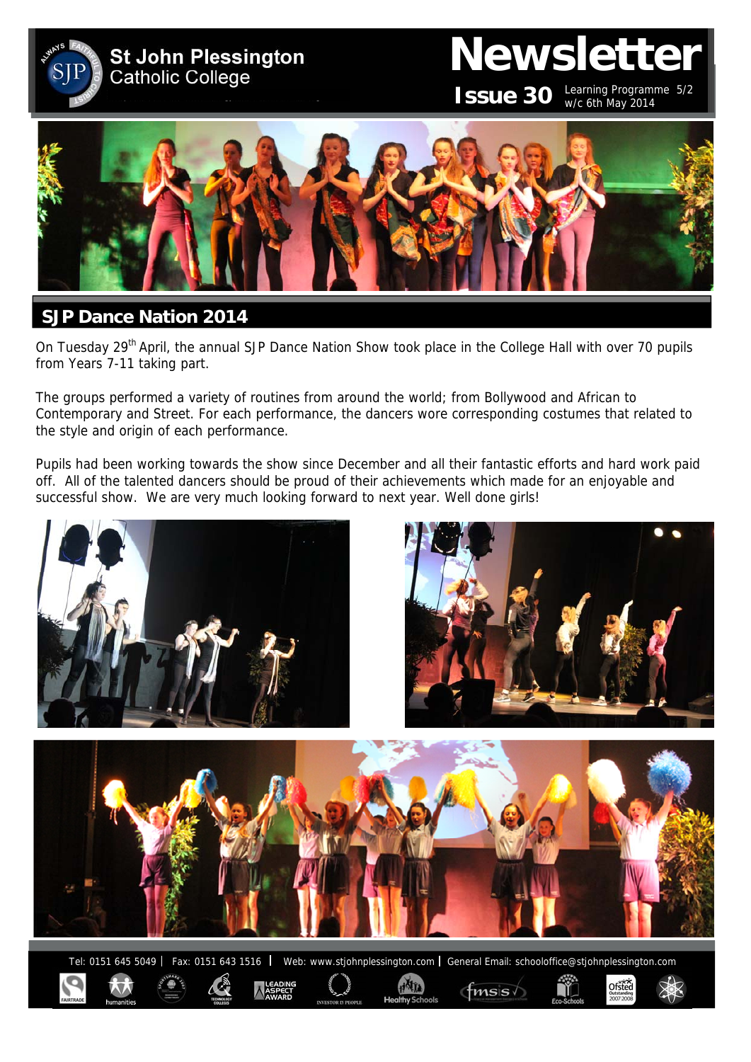# St John Plessington Catholic College

# Newsletter

**Issue 30** Learning Programme 5/2 w/c 6th May 2014

## SJP Dance Nation 2014

On Tuesday 29th April, the annual SJP Dance Nation Show took place in the College Hall with over 70 pupils from Years 7-11 taking part.

The groups performed a variety of routines from around the world; from Bollywood and African to Contemporary and Street. For each performance, the dancers wore corresponding costumes that related to the style and origin of each performance.

Pupils had been working towards the show since December and all their fantastic efforts and hard work paid off. All of the talented dancers should be proud of their achievements which made for an enjoyable and successful show. We are very much looking forward to next year. Well done girls!

Tel: 0151 645 5049 | Fax: 0151 643 1516 | Web: www.stjohnplessington.com | General Email: schooloffice@stjohnplessington.com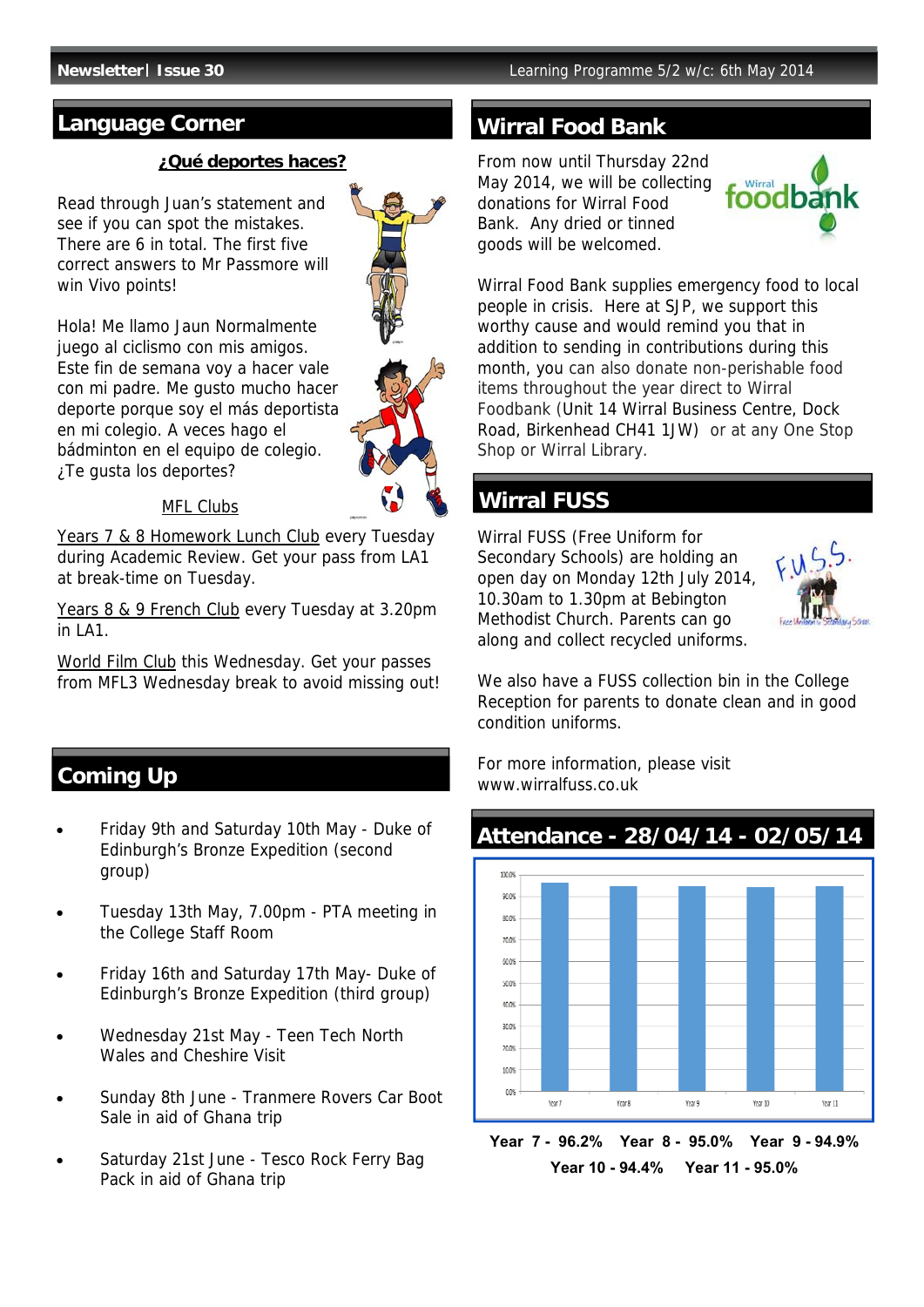## Language Corner

**¿Qué deportes haces?**

Read through Juan's statement and see if you can spot the mistakes. There are 6 in total. The first five correct answers to Mr Passmore will win Vivo points!

Hola! Me llamo Jaun Normalmente juego al ciclismo con mis amigos. Este fin de semana voy a hacer vale con mi padre. Me gusto mucho hacer deporte porque soy el más deportista en mi colegio. A veces hago el bádminton en el equipo de colegio. ¿Te gusta los deportes?

MFL Clubs

Years 7 & 8 Homework Lunch Club every Tuesday during Academic Review. Get your pass from LA1 at break-time on Tuesday.

Years 8 & 9 French Club every Tuesday at 3.20pm in LA1.

World Film Club this Wednesday. Get your passes from MFL3 Wednesday break to avoid missing out!

## Coming Up

- Friday 9th and Saturday 10th May - Duke of Edinburgh's Bronze Expedition (second group)
- Tuesday 13th May, 7.00pm - PTA meeting in the College Staff Room
- Friday 16th and Saturday 17th May- Duke of Edinburgh's Bronze Expedition (third group)
- Wednesday 21st May - Teen Tech North Wales and Cheshire Visit
- Sunday 8th June - Tranmere Rovers Car Boot Sale in aid of Ghana trip
- Saturday 21st June - Tesco Rock Ferry Bag Pack in aid of Ghana trip

## Wirral Food Bank

From now until Thursday 22nd May 2014, we will be collecting donations for Wirral Food Bank. Any dried or tinned goods will be welcomed.

Wirral Food Bank supplies emergency food to local people in crisis. Here at SJP, we support this worthy cause and would remind you that in addition to sending in contributions during this month, you can also donate non-perishable food items throughout the year direct to Wirral Foodbank (Unit 14 Wirral Business Centre, Dock Road, Birkenhead CH41 1JW) or at any One Stop Shop or Wirral Library.

## Wirral FUSS

Wirral FUSS (Free Uniform for Secondary Schools) are holding an open day on Monday 12th July 2014, 10.30am to 1.30pm at Bebington Methodist Church. Parents can go along and collect recycled uniforms.

We also have a FUSS collection bin in the College Reception for parents to donate clean and in good condition uniforms.

For more information, please visit www.wirralfuss.co.uk

## Attendance - 28/04/14 - 02/05/14

**Year 7 - 96.2% Year 8 - 95.0% Year 9 - 94.9%**
**Year 10 - 94.4% Year 11 - 95.0%**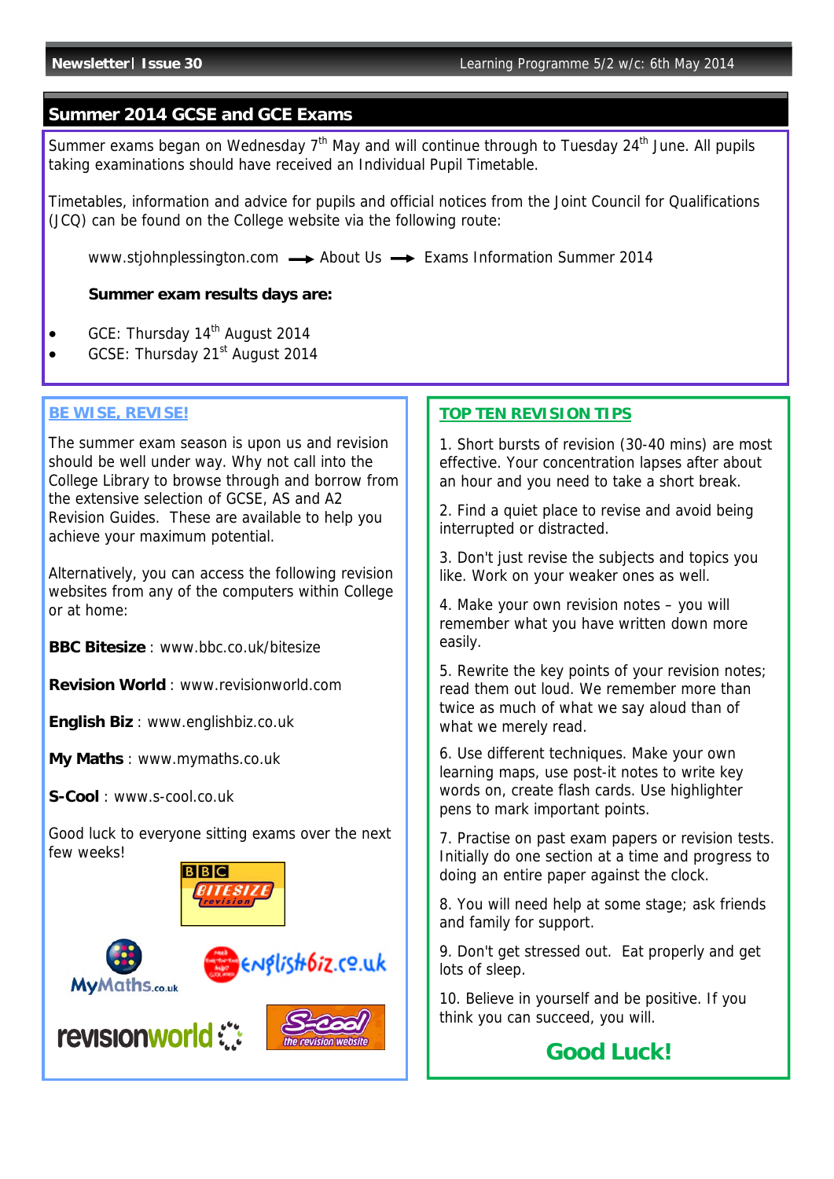## Summer 2014 GCSE and GCE Exams

Summer exams began on Wednesday 7th May and will continue through to Tuesday 24th June. All pupils taking examinations should have received an Individual Pupil Timetable.

Timetables, information and advice for pupils and official notices from the Joint Council for Qualifications (JCQ) can be found on the College website via the following route:

www.stjohnplessington.com → About Us → Exams Information Summer 2014

**Summer exam results days are:**

- GCE: Thursday 14th August 2014
- GCSE: Thursday 21st August 2014

### BE WISE, REVISE!

The summer exam season is upon us and revision should be well under way. Why not call into the College Library to browse through and borrow from the extensive selection of GCSE, AS and A2 Revision Guides. These are available to help you achieve your maximum potential.

Alternatively, you can access the following revision websites from any of the computers within College or at home:

**BBC Bitesize** : www.bbc.co.uk/bitesize

**Revision World** : www.revisionworld.com

**English Biz** : www.englishbiz.co.uk

**My Maths** : www.mymaths.co.uk

**S-Cool** : www.s-cool.co.uk

Good luck to everyone sitting exams over the next few weeks!

### TOP TEN REVISION TIPS

1. Short bursts of revision (30-40 mins) are most effective. Your concentration lapses after about an hour and you need to take a short break.

2. Find a quiet place to revise and avoid being interrupted or distracted.

3. Don't just revise the subjects and topics you like. Work on your weaker ones as well.

4. Make your own revision notes – you will remember what you have written down more easily.

5. Rewrite the key points of your revision notes; read them out loud. We remember more than twice as much of what we say aloud than of what we merely read.

6. Use different techniques. Make your own learning maps, use post-it notes to write key words on, create flash cards. Use highlighter pens to mark important points.

7. Practise on past exam papers or revision tests. Initially do one section at a time and progress to doing an entire paper against the clock.

8. You will need help at some stage; ask friends and family for support.

9. Don't get stressed out. Eat properly and get lots of sleep.

10. Believe in yourself and be positive. If you think you can succeed, you will.

**Good Luck!**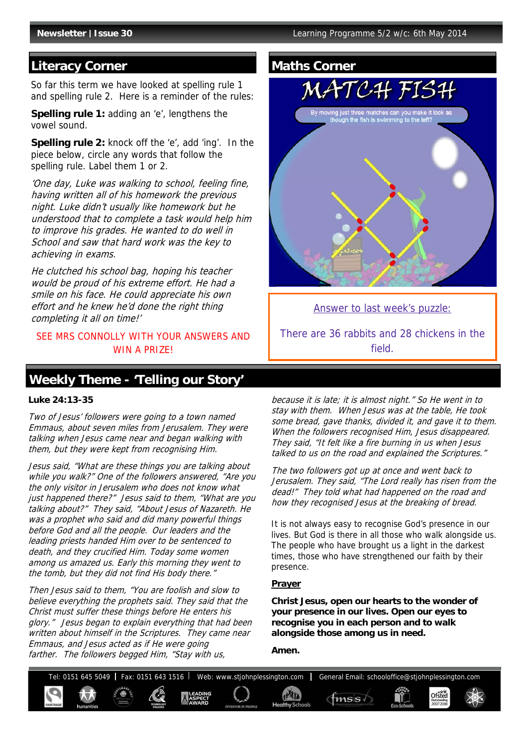## Literacy Corner

So far this term we have looked at spelling rule 1 and spelling rule 2. Here is a reminder of the rules:

**Spelling rule 1:** adding an 'e', lengthens the vowel sound.

**Spelling rule 2:** knock off the 'e', add 'ing'. In the piece below, circle any words that follow the spelling rule. Label them 1 or 2.

*'One day, Luke was walking to school, feeling fine, having written all of his homework the previous night. Luke didn't usually like homework but he understood that to complete a task would help him to improve his grades. He wanted to do well in School and saw that hard work was the key to achieving in exams.*

*He clutched his school bag, hoping his teacher would be proud of his extreme effort. He had a smile on his face. He could appreciate his own effort and he knew he'd done the right thing completing it all on time!'*

SEE MRS CONNOLLY WITH YOUR ANSWERS AND WIN A PRIZE!

## Maths Corner

MATCH FISH

By moving just three matches can you make it look as though the fish is swimming to the left?

Answer to last week's puzzle:

There are 36 rabbits and 28 chickens in the field.

## Weekly Theme - 'Telling our Story'

**Luke 24:13-35**

*Two of Jesus' followers were going to a town named Emmaus, about seven miles from Jerusalem. They were talking when Jesus came near and began walking with them, but they were kept from recognising Him.*

*Jesus said, "What are these things you are talking about while you walk?" One of the followers answered, "Are you the only visitor in Jerusalem who does not know what just happened there?" Jesus said to them, "What are you talking about?" They said, "About Jesus of Nazareth. He was a prophet who said and did many powerful things before God and all the people. Our leaders and the leading priests handed Him over to be sentenced to death, and they crucified Him. Today some women among us amazed us. Early this morning they went to the tomb, but they did not find His body there."*

*Then Jesus said to them, "You are foolish and slow to believe everything the prophets said. They said that the Christ must suffer these things before He enters his glory." Jesus began to explain everything that had been written about himself in the Scriptures. They came near Emmaus, and Jesus acted as if He were going farther. The followers begged Him, "Stay with us, because it is late; it is almost night." So He went in to stay with them. When Jesus was at the table, He took some bread, gave thanks, divided it, and gave it to them. When the followers recognised Him, Jesus disappeared. They said, "It felt like a fire burning in us when Jesus talked to us on the road and explained the Scriptures."*

*The two followers got up at once and went back to Jerusalem. They said, "The Lord really has risen from the dead!" They told what had happened on the road and how they recognised Jesus at the breaking of bread.*

It is not always easy to recognise God's presence in our lives. But God is there in all those who walk alongside us. The people who have brought us a light in the darkest times, those who have strengthened our faith by their presence.

**Prayer**

**Christ Jesus, open our hearts to the wonder of your presence in our lives. Open our eyes to recognise you in each person and to walk alongside those among us in need.**

**Amen.**

Tel: 0151 645 5049 | Fax: 0151 643 1516 | Web: www.stjohnplessington.com | General Email: schooloffice@stjohnplessington.com